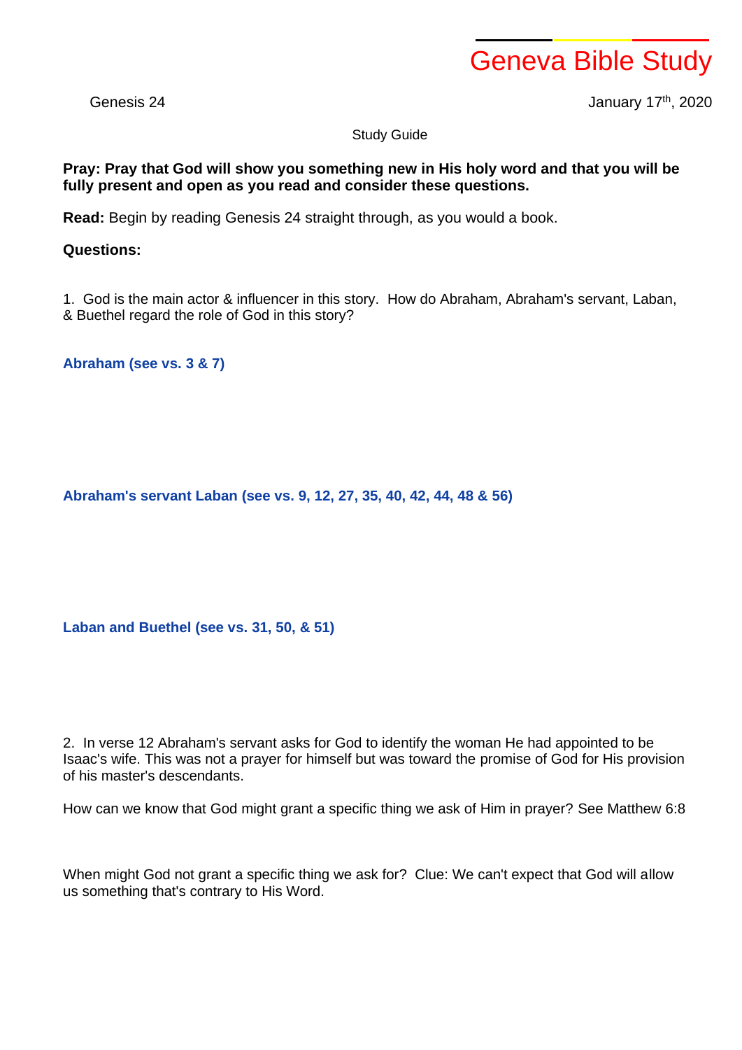# Geneva Bible Study

Genesis 24

January 17th, 2020

Study Guide

**Pray: Pray that God will show you something new in His holy word and that you will be fully present and open as you read and consider these questions.**

**Read:** Begin by reading Genesis 24 straight through, as you would a book.

**Questions:**

1. God is the main actor & influencer in this story. How do Abraham, Abraham's servant, Laban, & Buethel regard the role of God in this story?

**Abraham (see vs. 3 & 7)**

**Abraham's servant Laban (see vs. 9, 12, 27, 35, 40, 42, 44, 48 & 56)**

**Laban and Buethel (see vs. 31, 50, & 51)**

2. In verse 12 Abraham's servant asks for God to identify the woman He had appointed to be Isaac's wife. This was not a prayer for himself but was toward the promise of God for His provision of his master's descendants.

How can we know that God might grant a specific thing we ask of Him in prayer? See Matthew 6:8

When might God not grant a specific thing we ask for? Clue: We can't expect that God will allow us something that's contrary to His Word.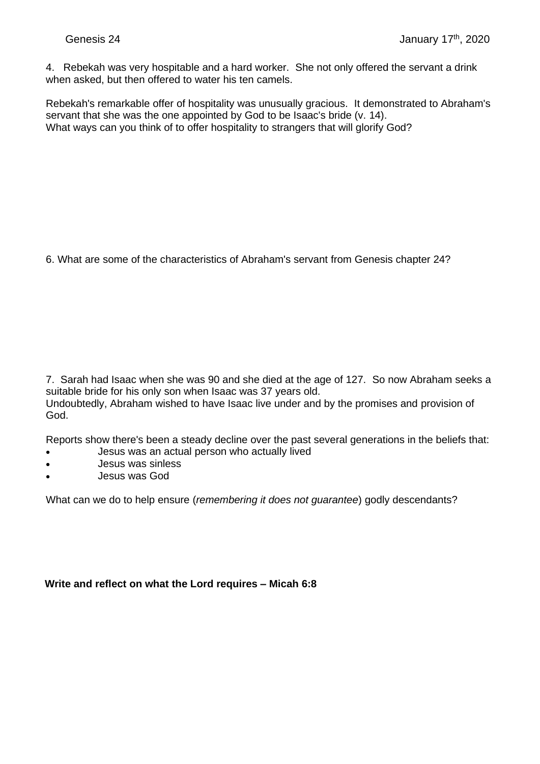4. Rebekah was very hospitable and a hard worker. She not only offered the servant a drink when asked, but then offered to water his ten camels.

Rebekah's remarkable offer of hospitality was unusually gracious. It demonstrated to Abraham's servant that she was the one appointed by God to be Isaac's bride (v. 14).
What ways can you think of to offer hospitality to strangers that will glorify God?

6. What are some of the characteristics of Abraham's servant from Genesis chapter 24?

7. Sarah had Isaac when she was 90 and she died at the age of 127. So now Abraham seeks a suitable bride for his only son when Isaac was 37 years old.
Undoubtedly, Abraham wished to have Isaac live under and by the promises and provision of God.

Reports show there's been a steady decline over the past several generations in the beliefs that:

- Jesus was an actual person who actually lived
- Jesus was sinless
- Jesus was God

What can we do to help ensure (*remembering it does not guarantee*) godly descendants?

**Write and reflect on what the Lord requires – Micah 6:8**